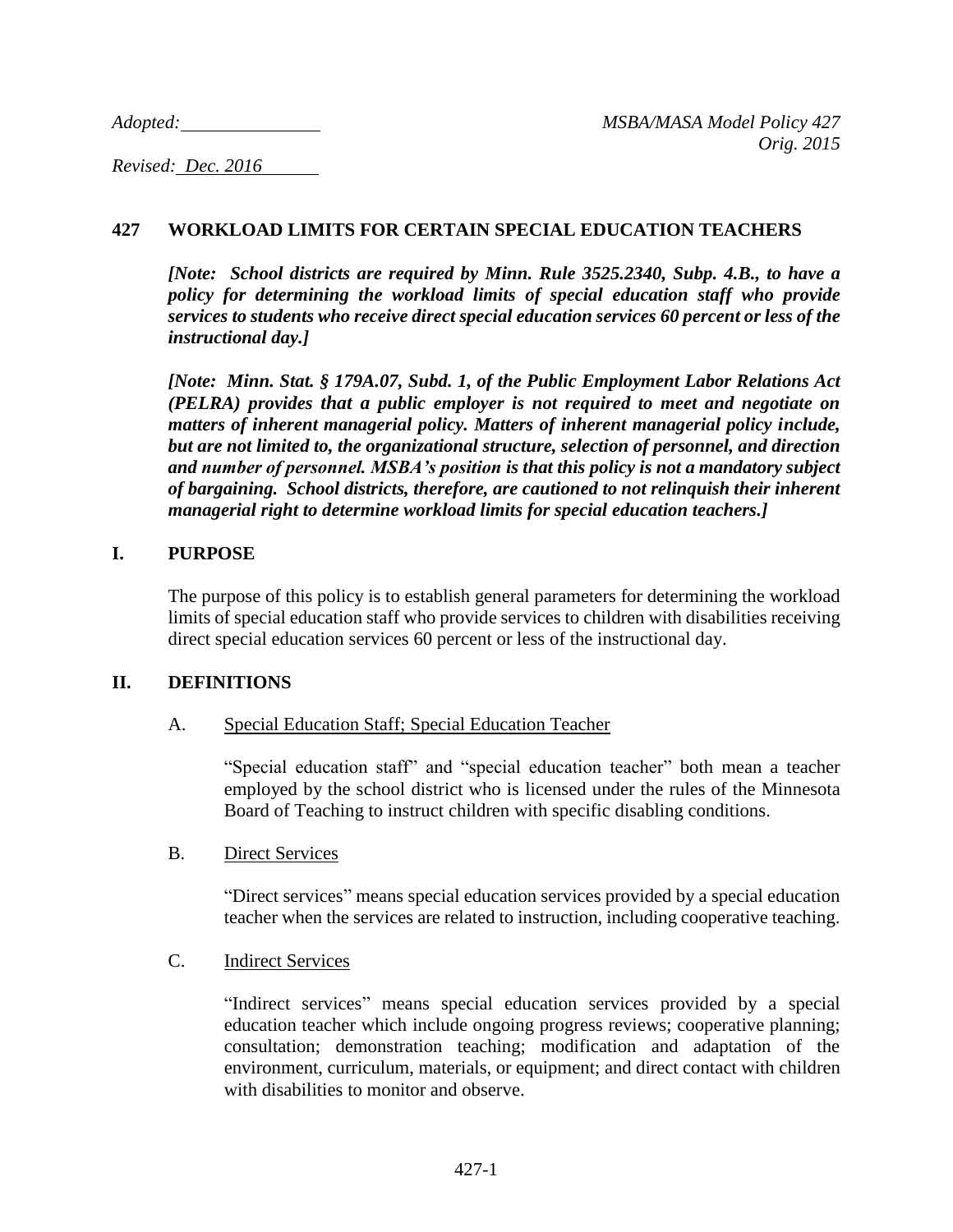*Adopted:* \_\_\_\_\_\_\_\_\_\_\_\_\_\_

*MSBA/MASA Model Policy 427*
*Orig. 2015*

*Revised: Dec. 2016*

## 427 WORKLOAD LIMITS FOR CERTAIN SPECIAL EDUCATION TEACHERS

***[Note: School districts are required by Minn. Rule 3525.2340, Subp. 4.B., to have a policy for determining the workload limits of special education staff who provide services to students who receive direct special education services 60 percent or less of the instructional day.]***

***[Note: Minn. Stat. § 179A.07, Subd. 1, of the Public Employment Labor Relations Act (PELRA) provides that a public employer is not required to meet and negotiate on matters of inherent managerial policy. Matters of inherent managerial policy include, but are not limited to, the organizational structure, selection of personnel, and direction and number of personnel. MSBA's position is that this policy is not a mandatory subject of bargaining. School districts, therefore, are cautioned to not relinquish their inherent managerial right to determine workload limits for special education teachers.]***

### I. PURPOSE

The purpose of this policy is to establish general parameters for determining the workload limits of special education staff who provide services to children with disabilities receiving direct special education services 60 percent or less of the instructional day.

### II. DEFINITIONS

A. Special Education Staff; Special Education Teacher

"Special education staff" and "special education teacher" both mean a teacher employed by the school district who is licensed under the rules of the Minnesota Board of Teaching to instruct children with specific disabling conditions.

B. Direct Services

"Direct services" means special education services provided by a special education teacher when the services are related to instruction, including cooperative teaching.

C. Indirect Services

"Indirect services" means special education services provided by a special education teacher which include ongoing progress reviews; cooperative planning; consultation; demonstration teaching; modification and adaptation of the environment, curriculum, materials, or equipment; and direct contact with children with disabilities to monitor and observe.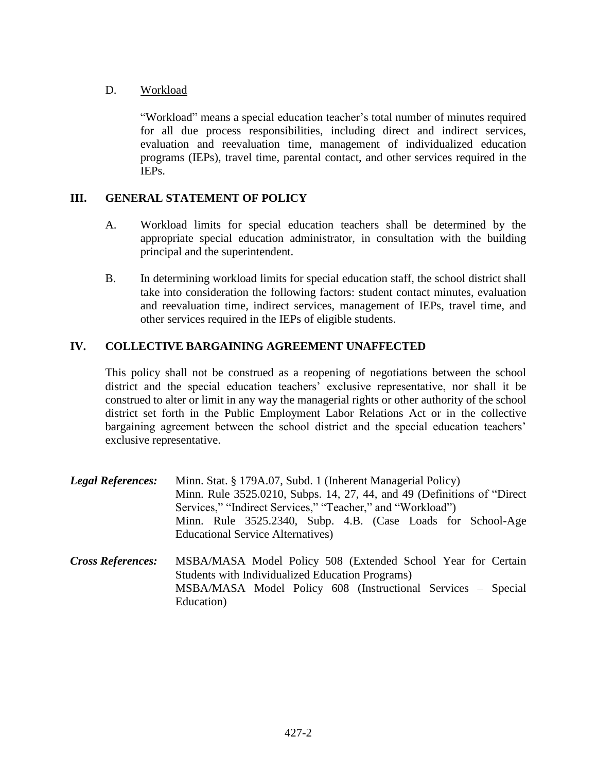D. Workload

"Workload" means a special education teacher's total number of minutes required for all due process responsibilities, including direct and indirect services, evaluation and reevaluation time, management of individualized education programs (IEPs), travel time, parental contact, and other services required in the IEPs.

## III. GENERAL STATEMENT OF POLICY

A. Workload limits for special education teachers shall be determined by the appropriate special education administrator, in consultation with the building principal and the superintendent.

B. In determining workload limits for special education staff, the school district shall take into consideration the following factors: student contact minutes, evaluation and reevaluation time, indirect services, management of IEPs, travel time, and other services required in the IEPs of eligible students.

## IV. COLLECTIVE BARGAINING AGREEMENT UNAFFECTED

This policy shall not be construed as a reopening of negotiations between the school district and the special education teachers' exclusive representative, nor shall it be construed to alter or limit in any way the managerial rights or other authority of the school district set forth in the Public Employment Labor Relations Act or in the collective bargaining agreement between the school district and the special education teachers' exclusive representative.

***Legal References:*** Minn. Stat. § 179A.07, Subd. 1 (Inherent Managerial Policy)
Minn. Rule 3525.0210, Subps. 14, 27, 44, and 49 (Definitions of "Direct Services," "Indirect Services," "Teacher," and "Workload")
Minn. Rule 3525.2340, Subp. 4.B. (Case Loads for School-Age Educational Service Alternatives)

***Cross References:*** MSBA/MASA Model Policy 508 (Extended School Year for Certain Students with Individualized Education Programs)
MSBA/MASA Model Policy 608 (Instructional Services – Special Education)